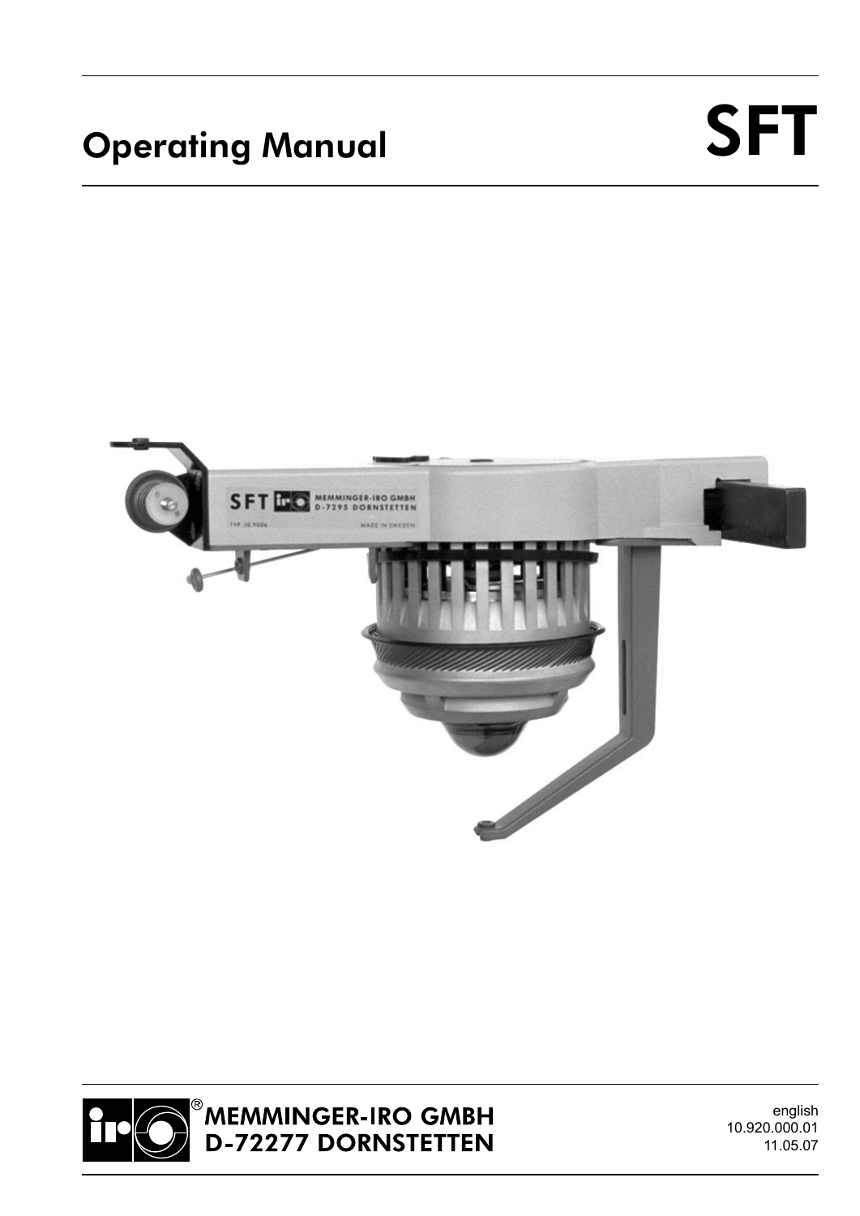# Operating Manual

# SFT

MEMMINGER-IRO GMBH
D-72277 DORNSTETTEN

english
10.920.000.01
11.05.07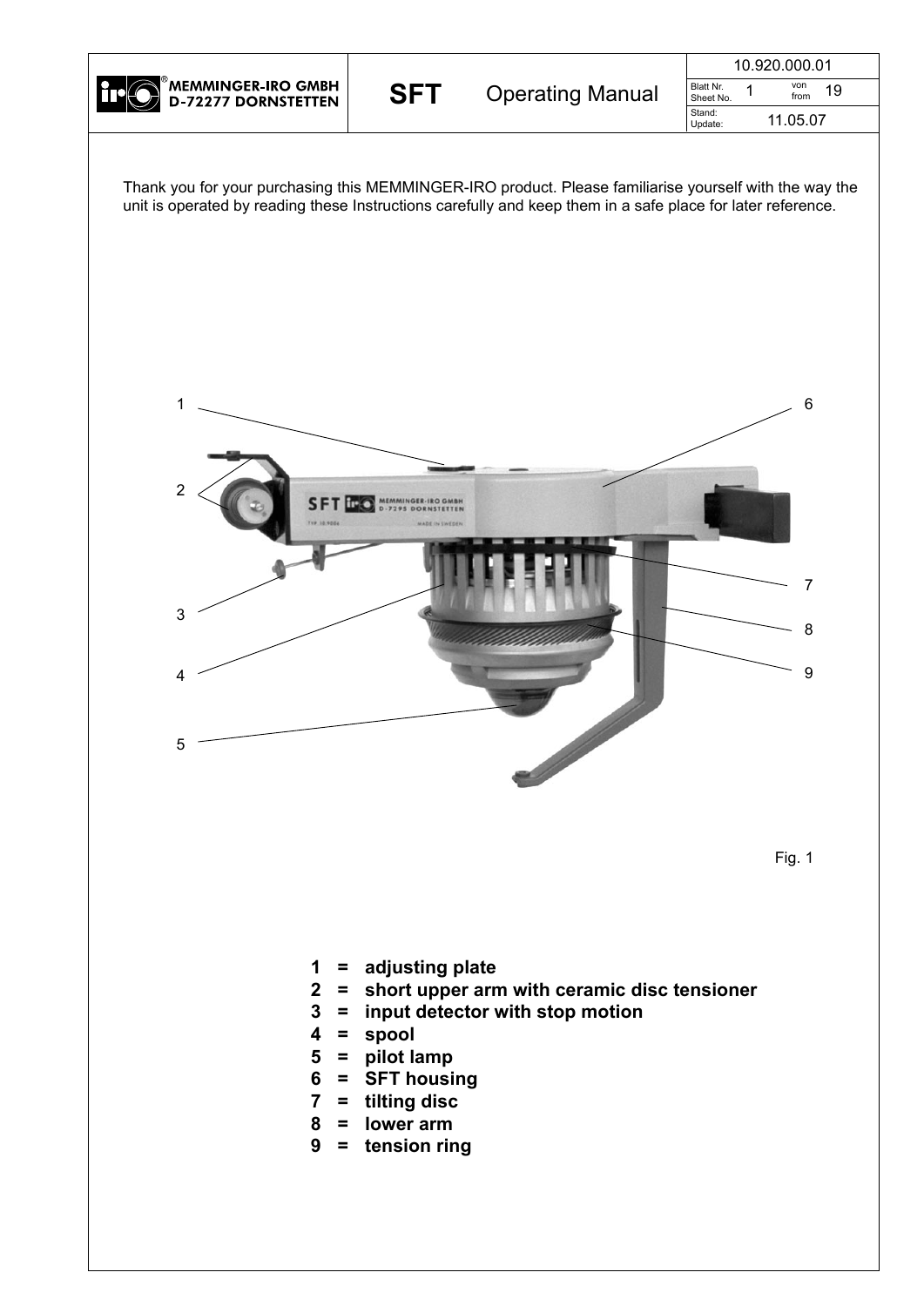Thank you for your purchasing this MEMMINGER-IRO product. Please familiarise yourself with the way the unit is operated by reading these Instructions carefully and keep them in a safe place for later reference.

Fig. 1

**1 = adjusting plate**
**2 = short upper arm with ceramic disc tensioner**
**3 = input detector with stop motion**
**4 = spool**
**5 = pilot lamp**
**6 = SFT housing**
**7 = tilting disc**
**8 = lower arm**
**9 = tension ring**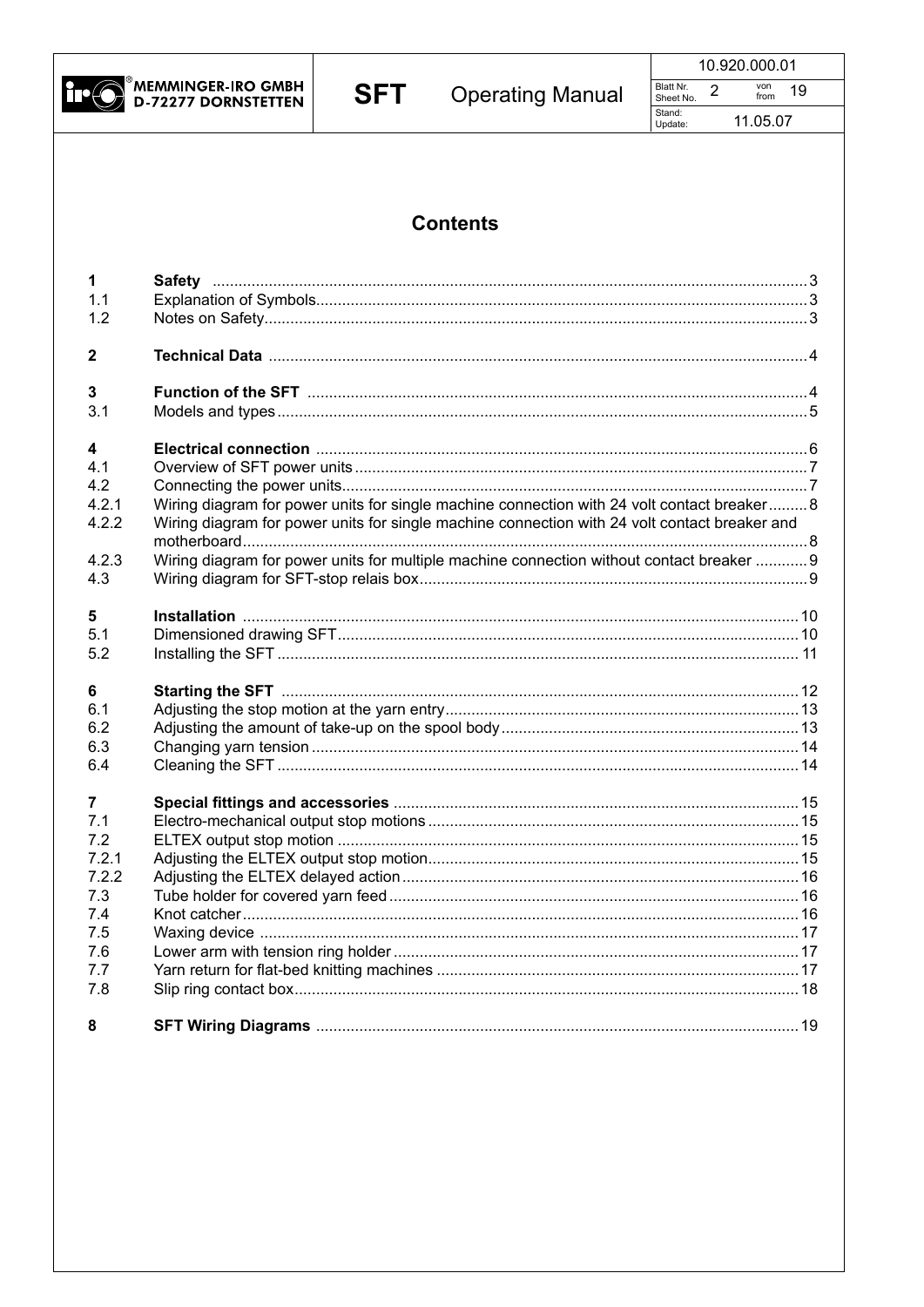# Contents

| | | |
|---|---|---|
| **1** | **Safety** | 3 |
| 1.1 | Explanation of Symbols | 3 |
| 1.2 | Notes on Safety | 3 |
| **2** | **Technical Data** | 4 |
| **3** | **Function of the SFT** | 4 |
| 3.1 | Models and types | 5 |
| **4** | **Electrical connection** | 6 |
| 4.1 | Overview of SFT power units | 7 |
| 4.2 | Connecting the power units | 7 |
| 4.2.1 | Wiring diagram for power units for single machine connection with 24 volt contact breaker | 8 |
| 4.2.2 | Wiring diagram for power units for single machine connection with 24 volt contact breaker and motherboard | 8 |
| 4.2.3 | Wiring diagram for power units for multiple machine connection without contact breaker | 9 |
| 4.3 | Wiring diagram for SFT-stop relais box | 9 |
| **5** | **Installation** | 10 |
| 5.1 | Dimensioned drawing SFT | 10 |
| 5.2 | Installing the SFT | 11 |
| **6** | **Starting the SFT** | 12 |
| 6.1 | Adjusting the stop motion at the yarn entry | 13 |
| 6.2 | Adjusting the amount of take-up on the spool body | 13 |
| 6.3 | Changing yarn tension | 14 |
| 6.4 | Cleaning the SFT | 14 |
| **7** | **Special fittings and accessories** | 15 |
| 7.1 | Electro-mechanical output stop motions | 15 |
| 7.2 | ELTEX output stop motion | 15 |
| 7.2.1 | Adjusting the ELTEX output stop motion | 15 |
| 7.2.2 | Adjusting the ELTEX delayed action | 16 |
| 7.3 | Tube holder for covered yarn feed | 16 |
| 7.4 | Knot catcher | 16 |
| 7.5 | Waxing device | 17 |
| 7.6 | Lower arm with tension ring holder | 17 |
| 7.7 | Yarn return for flat-bed knitting machines | 17 |
| 7.8 | Slip ring contact box | 18 |
| **8** | **SFT Wiring Diagrams** | 19 |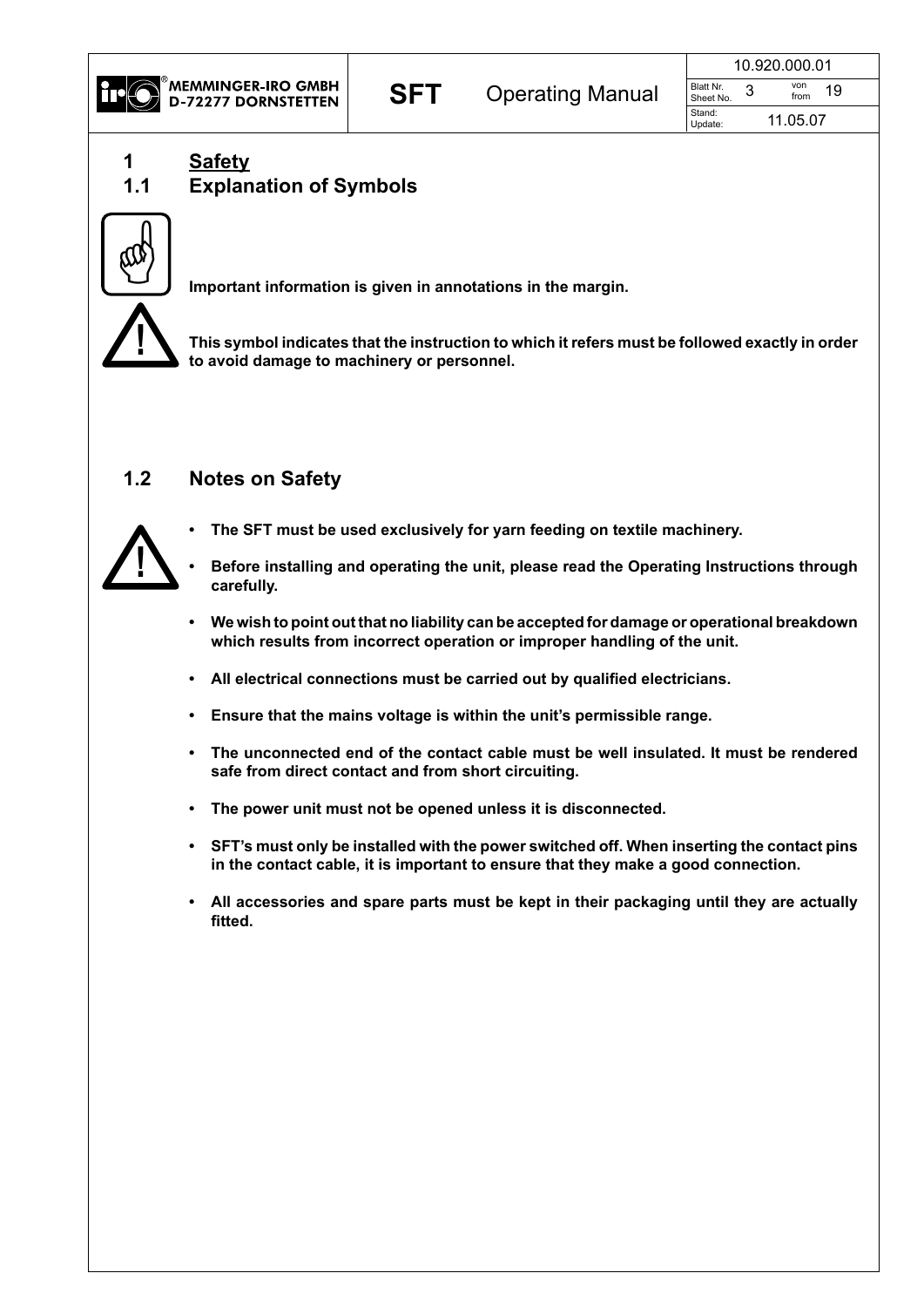# 1 Safety

## 1.1 Explanation of Symbols

**Important information is given in annotations in the margin.**

**This symbol indicates that the instruction to which it refers must be followed exactly in order to avoid damage to machinery or personnel.**

## 1.2 Notes on Safety

- **The SFT must be used exclusively for yarn feeding on textile machinery.**
- **Before installing and operating the unit, please read the Operating Instructions through carefully.**
- **We wish to point out that no liability can be accepted for damage or operational breakdown which results from incorrect operation or improper handling of the unit.**
- **All electrical connections must be carried out by qualified electricians.**
- **Ensure that the mains voltage is within the unit's permissible range.**
- **The unconnected end of the contact cable must be well insulated. It must be rendered safe from direct contact and from short circuiting.**
- **The power unit must not be opened unless it is disconnected.**
- **SFT's must only be installed with the power switched off. When inserting the contact pins in the contact cable, it is important to ensure that they make a good connection.**
- **All accessories and spare parts must be kept in their packaging until they are actually fitted.**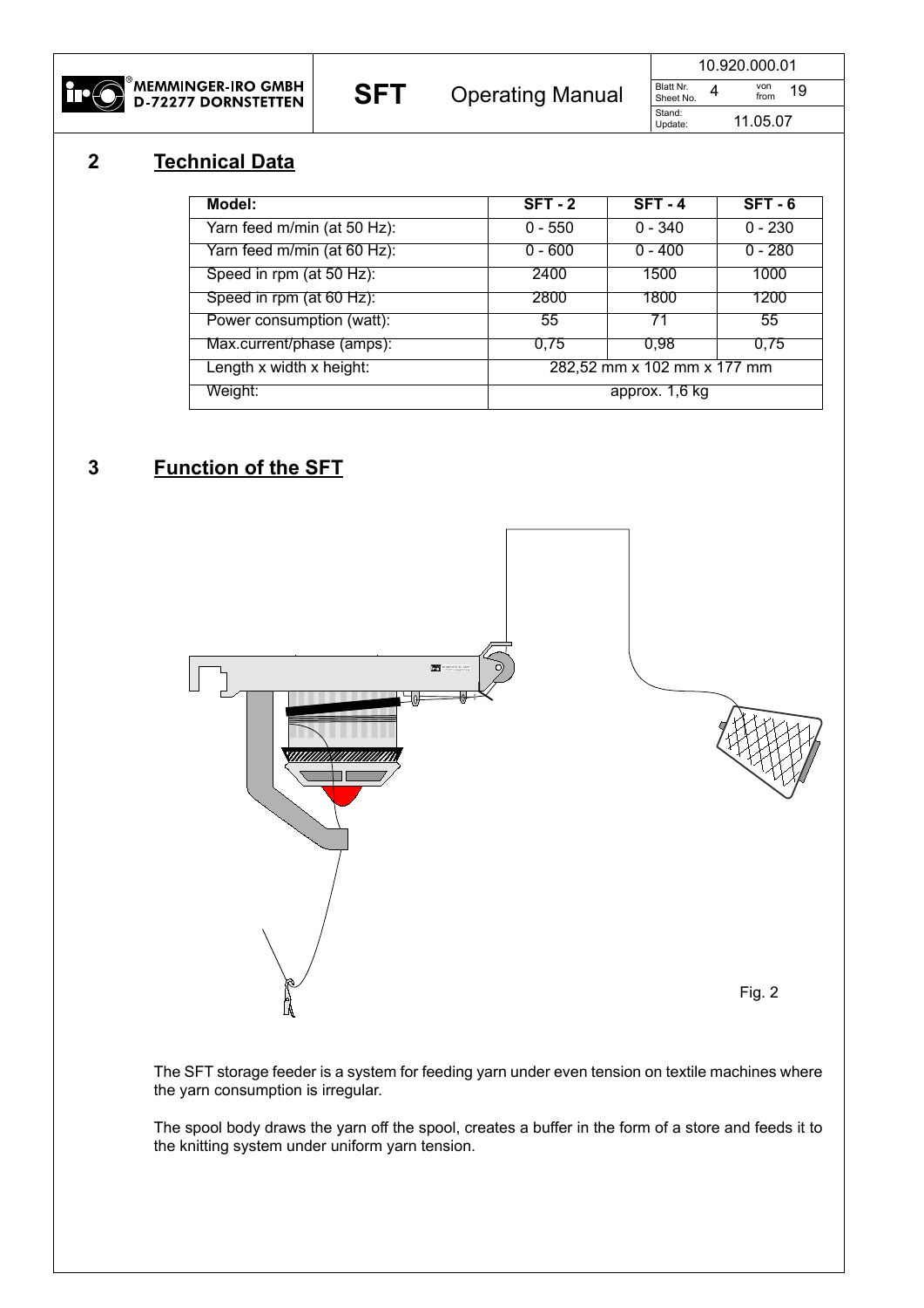## 2 Technical Data

| Model: | SFT - 2 | SFT - 4 | SFT - 6 |
|---|---|---|---|
| Yarn feed m/min (at 50 Hz): | 0 - 550 | 0 - 340 | 0 - 230 |
| Yarn feed m/min (at 60 Hz): | 0 - 600 | 0 - 400 | 0 - 280 |
| Speed in rpm (at 50 Hz): | 2400 | 1500 | 1000 |
| Speed in rpm (at 60 Hz): | 2800 | 1800 | 1200 |
| Power consumption (watt): | 55 | 71 | 55 |
| Max.current/phase (amps): | 0,75 | 0,98 | 0,75 |
| Length x width x height: | 282,52 mm x 102 mm x 177 mm | | |
| Weight: | approx. 1,6 kg | | |

## 3 Function of the SFT

Fig. 2

The SFT storage feeder is a system for feeding yarn under even tension on textile machines where the yarn consumption is irregular.

The spool body draws the yarn off the spool, creates a buffer in the form of a store and feeds it to the knitting system under uniform yarn tension.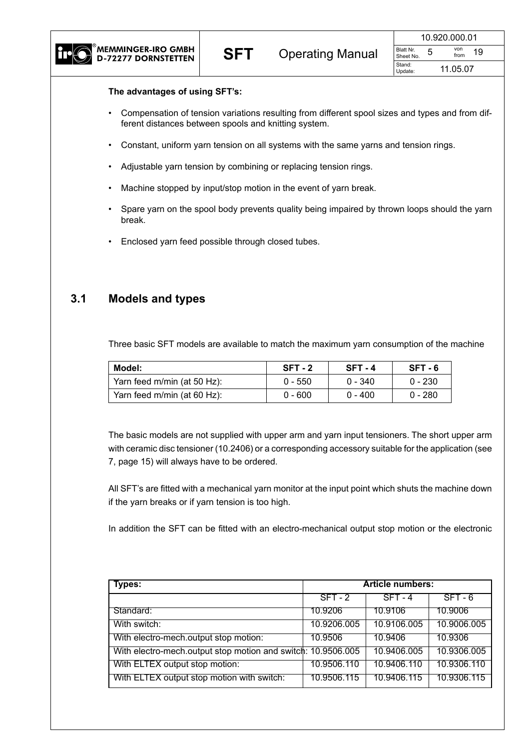**The advantages of using SFT's:**

- Compensation of tension variations resulting from different spool sizes and types and from different distances between spools and knitting system.
- Constant, uniform yarn tension on all systems with the same yarns and tension rings.
- Adjustable yarn tension by combining or replacing tension rings.
- Machine stopped by input/stop motion in the event of yarn break.
- Spare yarn on the spool body prevents quality being impaired by thrown loops should the yarn break.
- Enclosed yarn feed possible through closed tubes.

## 3.1 Models and types

Three basic SFT models are available to match the maximum yarn consumption of the machine

| Model: | SFT - 2 | SFT - 4 | SFT - 6 |
|---|---|---|---|
| Yarn feed m/min (at 50 Hz): | 0 - 550 | 0 - 340 | 0 - 230 |
| Yarn feed m/min (at 60 Hz): | 0 - 600 | 0 - 400 | 0 - 280 |

The basic models are not supplied with upper arm and yarn input tensioners. The short upper arm with ceramic disc tensioner (10.2406) or a corresponding accessory suitable for the application (see 7, page 15) will always have to be ordered.

All SFT's are fitted with a mechanical yarn monitor at the input point which shuts the machine down if the yarn breaks or if yarn tension is too high.

In addition the SFT can be fitted with an electro-mechanical output stop motion or the electronic

| Types: | Article numbers: | | |
|---|---|---|---|
| | SFT - 2 | SFT - 4 | SFT - 6 |
| Standard: | 10.9206 | 10.9106 | 10.9006 |
| With switch: | 10.9206.005 | 10.9106.005 | 10.9006.005 |
| With electro-mech.output stop motion: | 10.9506 | 10.9406 | 10.9306 |
| With electro-mech.output stop motion and switch: | 10.9506.005 | 10.9406.005 | 10.9306.005 |
| With ELTEX output stop motion: | 10.9506.110 | 10.9406.110 | 10.9306.110 |
| With ELTEX output stop motion with switch: | 10.9506.115 | 10.9406.115 | 10.9306.115 |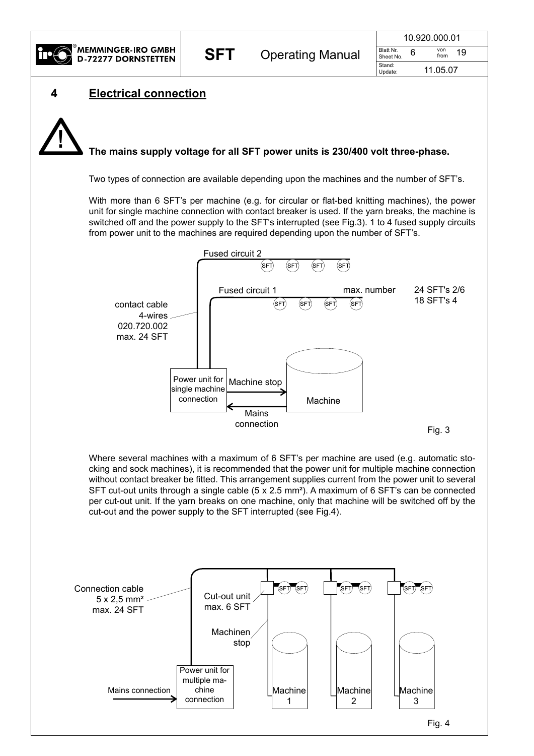# 4 Electrical connection

**The mains supply voltage for all SFT power units is 230/400 volt three-phase.**

Two types of connection are available depending upon the machines and the number of SFT's.

With more than 6 SFT's per machine (e.g. for circular or flat-bed knitting machines), the power unit for single machine connection with contact breaker is used. If the yarn breaks, the machine is switched off and the power supply to the SFT's interrupted (see Fig.3). 1 to 4 fused supply circuits from power unit to the machines are required depending upon the number of SFT's.

Fused circuit 2

Fused circuit 1

max. number: 24 SFT's 2/6, 18 SFT's 4

contact cable 4-wires 020.720.002 max. 24 SFT

Power unit for single machine connection

Machine stop

Mains connection

Machine

Fig. 3

Where several machines with a maximum of 6 SFT's per machine are used (e.g. automatic stocking and sock machines), it is recommended that the power unit for multiple machine connection without contact breaker be fitted. This arrangement supplies current from the power unit to several SFT cut-out units through a single cable (5 x 2.5 mm²). A maximum of 6 SFT's can be connected per cut-out unit. If the yarn breaks on one machine, only that machine will be switched off by the cut-out and the power supply to the SFT interrupted (see Fig.4).

Connection cable 5 x 2,5 mm² max. 24 SFT

Cut-out unit max. 6 SFT

Machinen stop

Power unit for multiple machine connection

Mains connection

Machine 1

Machine 2

Machine 3

Fig. 4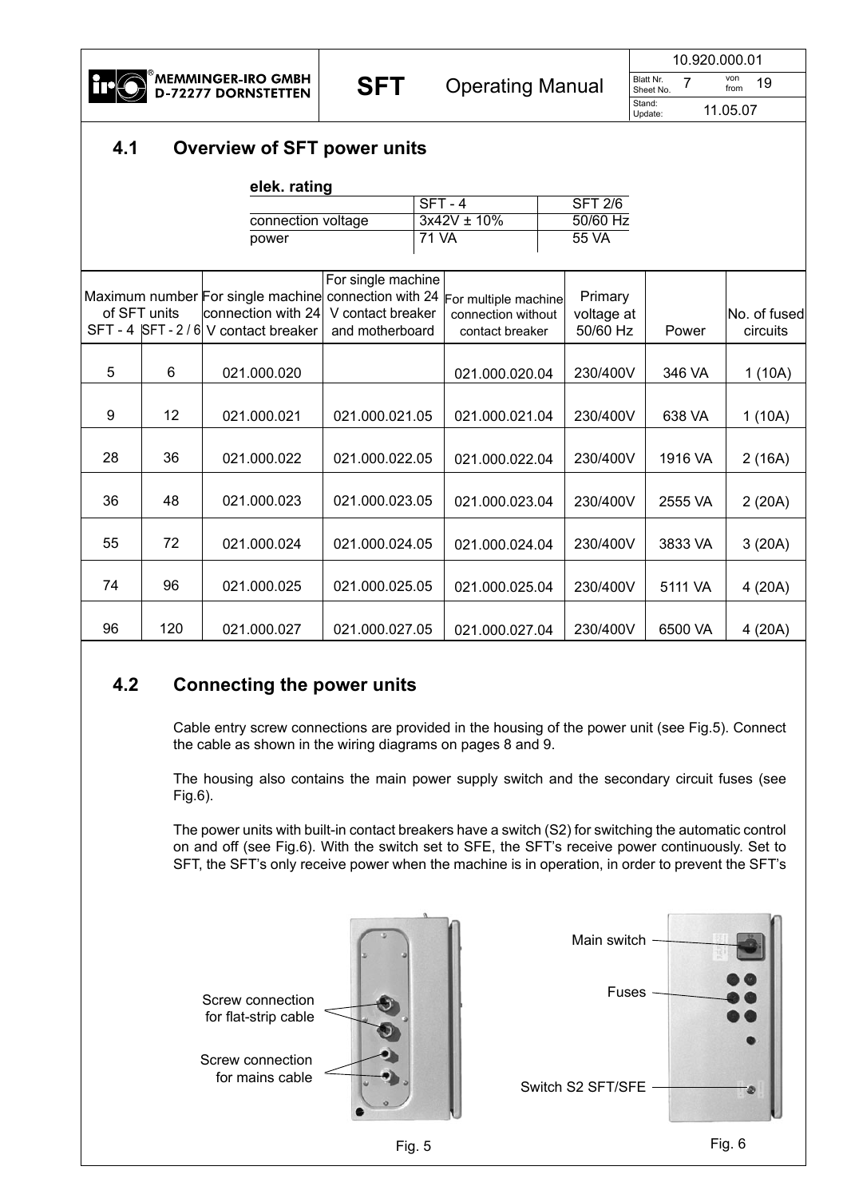## 4.1 Overview of SFT power units

**elek. rating**

| | SFT - 4 | SFT 2/6 |
|---|---|---|
| connection voltage | 3x42V ± 10% | 50/60 Hz |
| power | 71 VA | 55 VA |

| Maximum number of SFT units SFT - 4 | SFT - 2 / 6 | For single machine connection with 24 V contact breaker | For single machine connection with 24 V contact breaker and motherboard | For multiple machine connection without contact breaker | Primary voltage at 50/60 Hz | Power | No. of fused circuits |
|---|---|---|---|---|---|---|---|
| 5 | 6 | 021.000.020 | | 021.000.020.04 | 230/400V | 346 VA | 1 (10A) |
| 9 | 12 | 021.000.021 | 021.000.021.05 | 021.000.021.04 | 230/400V | 638 VA | 1 (10A) |
| 28 | 36 | 021.000.022 | 021.000.022.05 | 021.000.022.04 | 230/400V | 1916 VA | 2 (16A) |
| 36 | 48 | 021.000.023 | 021.000.023.05 | 021.000.023.04 | 230/400V | 2555 VA | 2 (20A) |
| 55 | 72 | 021.000.024 | 021.000.024.05 | 021.000.024.04 | 230/400V | 3833 VA | 3 (20A) |
| 74 | 96 | 021.000.025 | 021.000.025.05 | 021.000.025.04 | 230/400V | 5111 VA | 4 (20A) |
| 96 | 120 | 021.000.027 | 021.000.027.05 | 021.000.027.04 | 230/400V | 6500 VA | 4 (20A) |

## 4.2 Connecting the power units

Cable entry screw connections are provided in the housing of the power unit (see Fig.5). Connect the cable as shown in the wiring diagrams on pages 8 and 9.

The housing also contains the main power supply switch and the secondary circuit fuses (see Fig.6).

The power units with built-in contact breakers have a switch (S2) for switching the automatic control on and off (see Fig.6). With the switch set to SFE, the SFT's receive power continuously. Set to SFT, the SFT's only receive power when the machine is in operation, in order to prevent the SFT's

Screw connection for flat-strip cable

Screw connection for mains cable

Fig. 5

Main switch

Fuses

Switch S2 SFT/SFE

Fig. 6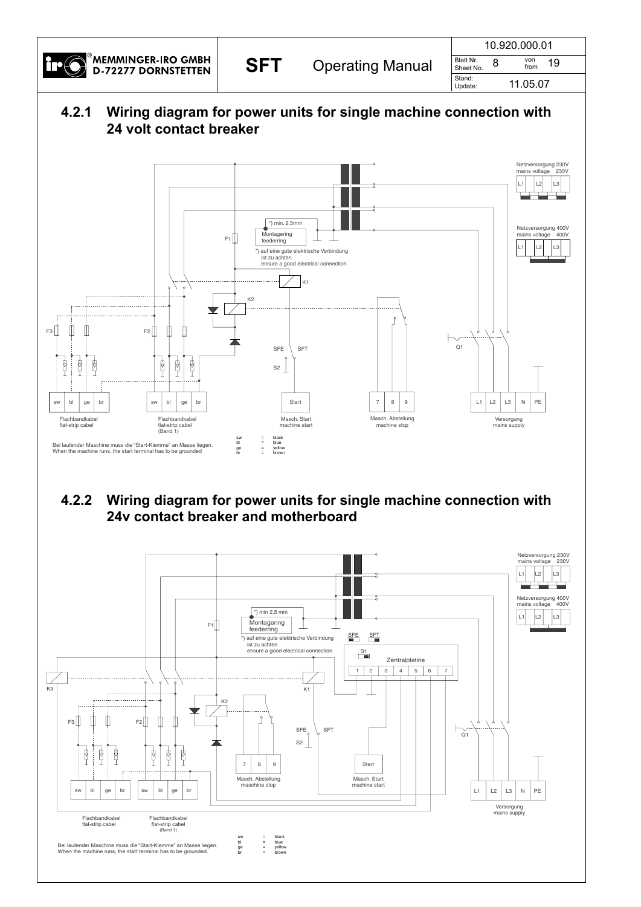## 4.2.1 Wiring diagram for power units for single machine connection with 24 volt contact breaker

Netzversorgung 230V
mains voltage 230V

Netzversorgung 400V
mains voltage 400V

*) min. 2,5mm
Montagering
feederring

*) auf eine gute elektrische Verbindung ist zu achten
ensure a good electrical connection

F1 F2 F3 K1 K2 S2 Q1

SFE SFT

| sw | bl | ge | br |
|---|---|---|---|

Flachbandkabel
flat-strip cabel

| sw | bl | ge | br |
|---|---|---|---|

Flachbandkabel
flat-strip cabel
(Band 1)

Start
Masch. Start
machine start

| 7 | 8 | 9 |
|---|---|---|

Masch. Abstellung
machine stop

| L1 | L2 | L3 | N | PE |
|---|---|---|---|---|

Versorgung
mains supply

Bei laufender Maschine muss die "Start-Klemme" an Masse liegen.
When the machine runs, the start terminal has to be grounded

sw = black
bl = blue
ge = yellow
br = brown

## 4.2.2 Wiring diagram for power units for single machine connection with 24v contact breaker and motherboard

Netzversorgung 230V
mains voltage 230V

Netzversorgung 400V
mains voltage 400V

*) min 2,5 mm
Montagering
feederring

*) auf eine gute elektrische Verbindung ist zu achten
ensure a good electrical connection

SFE SFT S1

Zentralplatine

| 1 | 2 | 3 | 4 | 5 | 6 | 7 |
|---|---|---|---|---|---|---|

F1 F2 F3 K1 K2 K3 S2 Q1

SFE SFT

| 7 | 8 | 9 |
|---|---|---|

Masch. Abstellung
maschine stop

Start
Masch. Start
machine start

| sw | bl | ge | br |
|---|---|---|---|

Flachbandkabel
flat-strip cabel

| sw | bl | ge | br |
|---|---|---|---|

Flachbandkabel
flat-strip cabel
(Band 1)

| L1 | L2 | L3 | N | PE |
|---|---|---|---|---|

Versorgung
mains supply

Bei laufender Maschine muss die "Start-Klemme" an Masse liegen.
When the machine runs, the start terminal has to be grounded.

sw = black
bl = blue
ge = yellow
br = brown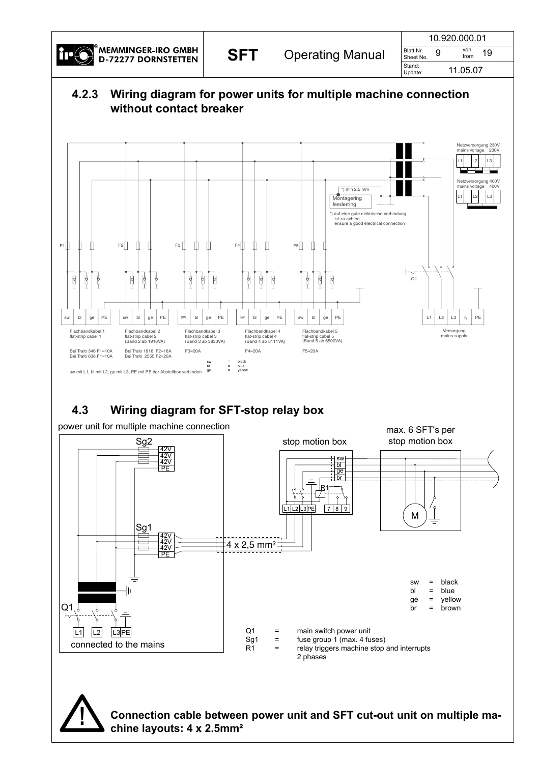## 4.2.3 Wiring diagram for power units for multiple machine connection without contact breaker

Netzversorgung 230V
mains voltage 230V

L1 L2 L3

Netzversorgung 400V
mains voltage 400V

L1 L2 L3

*) min 2,5 mm

Montagering
feederring

*) auf eine gute elektrische Verbindung ist zu achten
ensure a good electrical connection

F1 F2 F3 F4 F5

Q1

sw bl ge PE | sw bl ge PE | sw bl ge PE | sw bl ge PE | sw bl ge PE | L1 L2 L3 N PE

Flachbandkabel 1
flat-strip cabel 1

Flachbandkabel 2
flat-strip cabel 2
(Band 2 ab 1916VA)

Flachbandkabel 3
flat-strip cabel 3
(Band 3 ab 3833VA)

Flachbandkabel 4
flat-strip cabel 4
(Band 4 ab 5111VA)

Flachbandkabel 5
flat-strip cabel 5
(Band 5 ab 6500VA)

Versorgung
mains supply

Bei Trafo 346 F1=10A
Bei Trafo 638 F1=10A

Bei Trafo 1916 F2=16A
Bei Trafo 2555 F2=20A

F3=20A

F4=20A

F5=20A

sw = black
bl = blue
ge = yellow

sw mit L1, bl mit L2, ge mit L3, PE mit PE der Abstellbox verbinden

## 4.3 Wiring diagram for SFT-stop relay box

power unit for multiple machine connection

stop motion box

max. 6 SFT's per stop motion box

Sg2: 42V, 42V, 42V, PE

Sg1: 42V, 42V, 42V, PE

4 x 2,5 mm²

sw, bl, ge, br

R1

L1 L2 L3 PE | 7 8 9

M

Q1

L1 L2 L3 PE

connected to the mains

sw = black
bl = blue
ge = yellow
br = brown

Q1 = main switch power unit
Sg1 = fuse group 1 (max. 4 fuses)
R1 = relay triggers machine stop and interrupts 2 phases

**Connection cable between power unit and SFT cut-out unit on multiple machine layouts: 4 x 2.5mm²**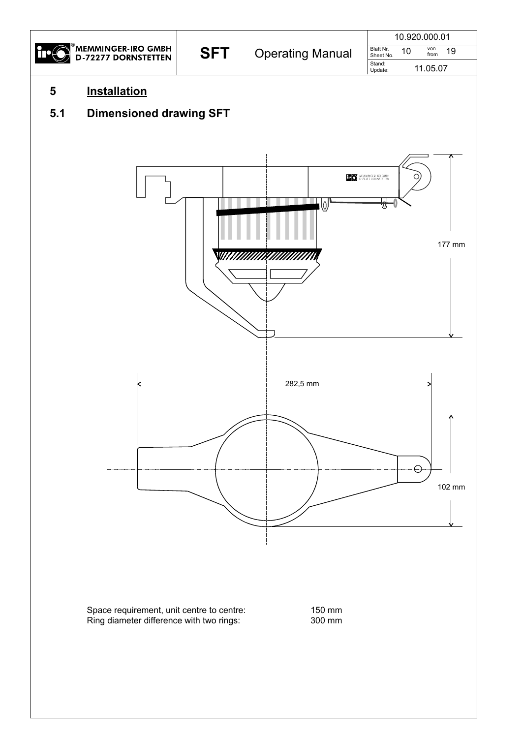# 5 Installation

## 5.1 Dimensioned drawing SFT

177 mm

282,5 mm

102 mm

Space requirement, unit centre to centre: 150 mm
Ring diameter difference with two rings: 300 mm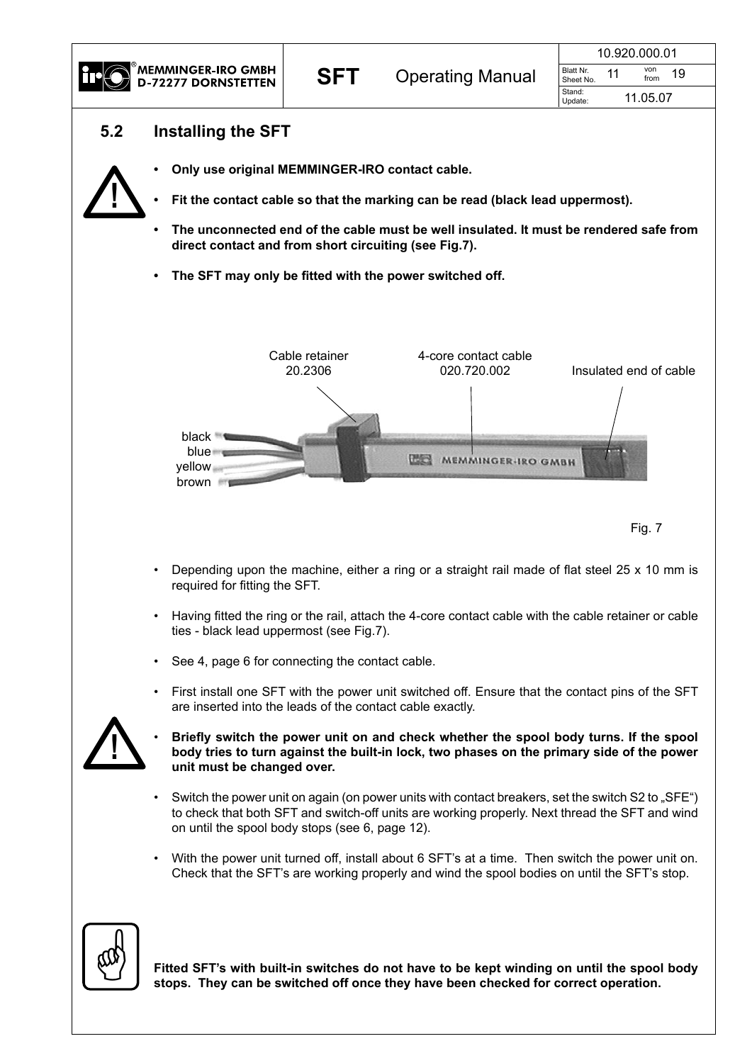## 5.2 Installing the SFT

- **Only use original MEMMINGER-IRO contact cable.**
- **Fit the contact cable so that the marking can be read (black lead uppermost).**
- **The unconnected end of the cable must be well insulated. It must be rendered safe from direct contact and from short circuiting (see Fig.7).**
- **The SFT may only be fitted with the power switched off.**

Cable retainer 20.2306

4-core contact cable 020.720.002

Insulated end of cable

black

blue

yellow

brown

MEMMINGER-IRO GMBH

Fig. 7

- Depending upon the machine, either a ring or a straight rail made of flat steel 25 x 10 mm is required for fitting the SFT.
- Having fitted the ring or the rail, attach the 4-core contact cable with the cable retainer or cable ties - black lead uppermost (see Fig.7).
- See 4, page 6 for connecting the contact cable.
- First install one SFT with the power unit switched off. Ensure that the contact pins of the SFT are inserted into the leads of the contact cable exactly.
- **Briefly switch the power unit on and check whether the spool body turns. If the spool body tries to turn against the built-in lock, two phases on the primary side of the power unit must be changed over.**
- Switch the power unit on again (on power units with contact breakers, set the switch S2 to „SFE“) to check that both SFT and switch-off units are working properly. Next thread the SFT and wind on until the spool body stops (see 6, page 12).
- With the power unit turned off, install about 6 SFT's at a time. Then switch the power unit on. Check that the SFT's are working properly and wind the spool bodies on until the SFT's stop.

**Fitted SFT's with built-in switches do not have to be kept winding on until the spool body stops. They can be switched off once they have been checked for correct operation.**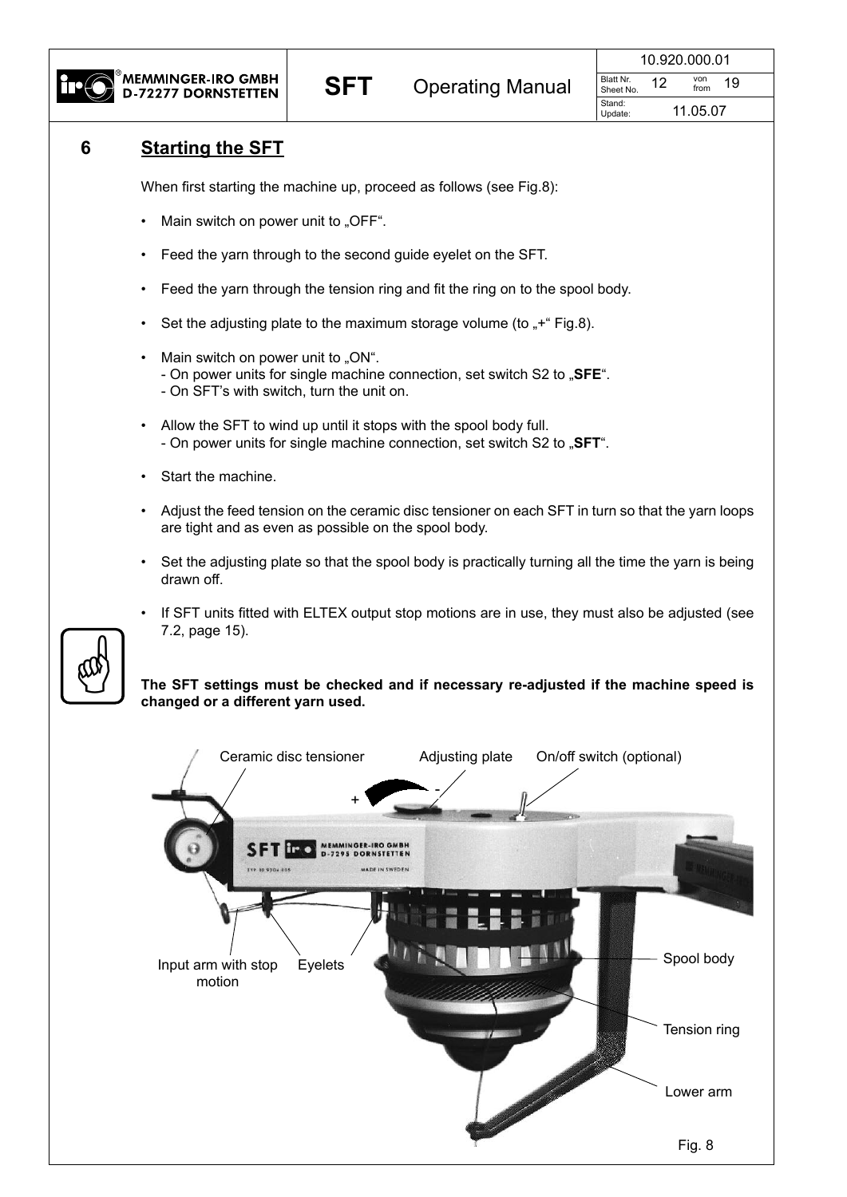# 6 Starting the SFT

When first starting the machine up, proceed as follows (see Fig.8):

- Main switch on power unit to „OFF“.
- Feed the yarn through to the second guide eyelet on the SFT.
- Feed the yarn through the tension ring and fit the ring on to the spool body.
- Set the adjusting plate to the maximum storage volume (to „+“ Fig.8).
- Main switch on power unit to „ON“.
  - On power units for single machine connection, set switch S2 to „**SFE**“.
  - On SFT's with switch, turn the unit on.
- Allow the SFT to wind up until it stops with the spool body full.
  - On power units for single machine connection, set switch S2 to „**SFT**“.
- Start the machine.
- Adjust the feed tension on the ceramic disc tensioner on each SFT in turn so that the yarn loops are tight and as even as possible on the spool body.
- Set the adjusting plate so that the spool body is practically turning all the time the yarn is being drawn off.
- If SFT units fitted with ELTEX output stop motions are in use, they must also be adjusted (see 7.2, page 15).

**The SFT settings must be checked and if necessary re-adjusted if the machine speed is changed or a different yarn used.**

Ceramic disc tensioner — Adjusting plate — On/off switch (optional) — Input arm with stop motion — Eyelets — Spool body — Tension ring — Lower arm

Fig. 8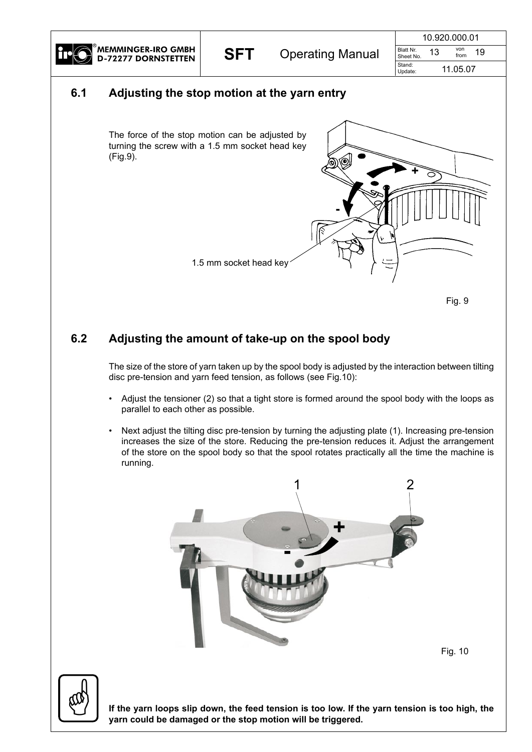## 6.1 Adjusting the stop motion at the yarn entry

The force of the stop motion can be adjusted by turning the screw with a 1.5 mm socket head key (Fig.9).

1.5 mm socket head key

Fig. 9

## 6.2 Adjusting the amount of take-up on the spool body

The size of the store of yarn taken up by the spool body is adjusted by the interaction between tilting disc pre-tension and yarn feed tension, as follows (see Fig.10):

- Adjust the tensioner (2) so that a tight store is formed around the spool body with the loops as parallel to each other as possible.
- Next adjust the tilting disc pre-tension by turning the adjusting plate (1). Increasing pre-tension increases the size of the store. Reducing the pre-tension reduces it. Adjust the arrangement of the store on the spool body so that the spool rotates practically all the time the machine is running.

Fig. 10

**If the yarn loops slip down, the feed tension is too low. If the yarn tension is too high, the yarn could be damaged or the stop motion will be triggered.**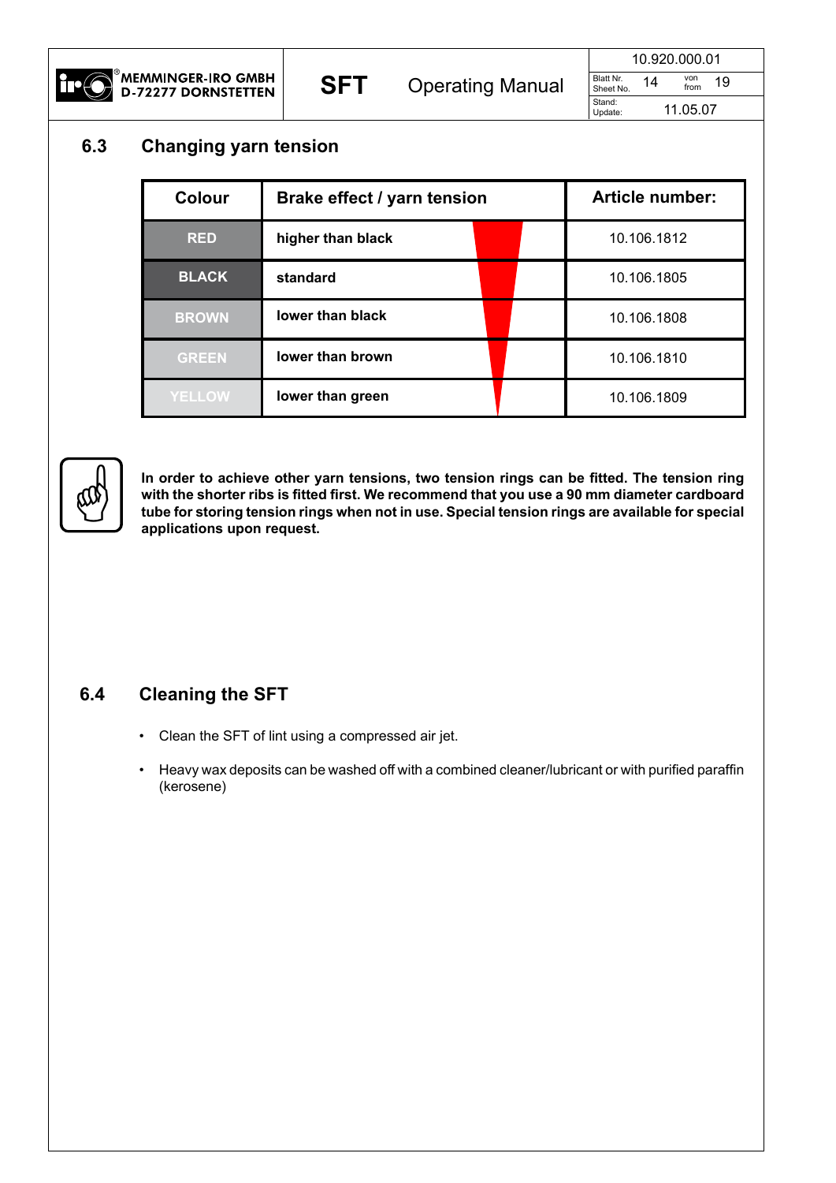## 6.3 Changing yarn tension

| Colour | Brake effect / yarn tension | Article number: |
|---|---|---|
| RED | higher than black | 10.106.1812 |
| BLACK | standard | 10.106.1805 |
| BROWN | lower than black | 10.106.1808 |
| GREEN | lower than brown | 10.106.1810 |
| YELLOW | lower than green | 10.106.1809 |

**In order to achieve other yarn tensions, two tension rings can be fitted. The tension ring with the shorter ribs is fitted first. We recommend that you use a 90 mm diameter cardboard tube for storing tension rings when not in use. Special tension rings are available for special applications upon request.**

## 6.4 Cleaning the SFT

- Clean the SFT of lint using a compressed air jet.
- Heavy wax deposits can be washed off with a combined cleaner/lubricant or with purified paraffin (kerosene)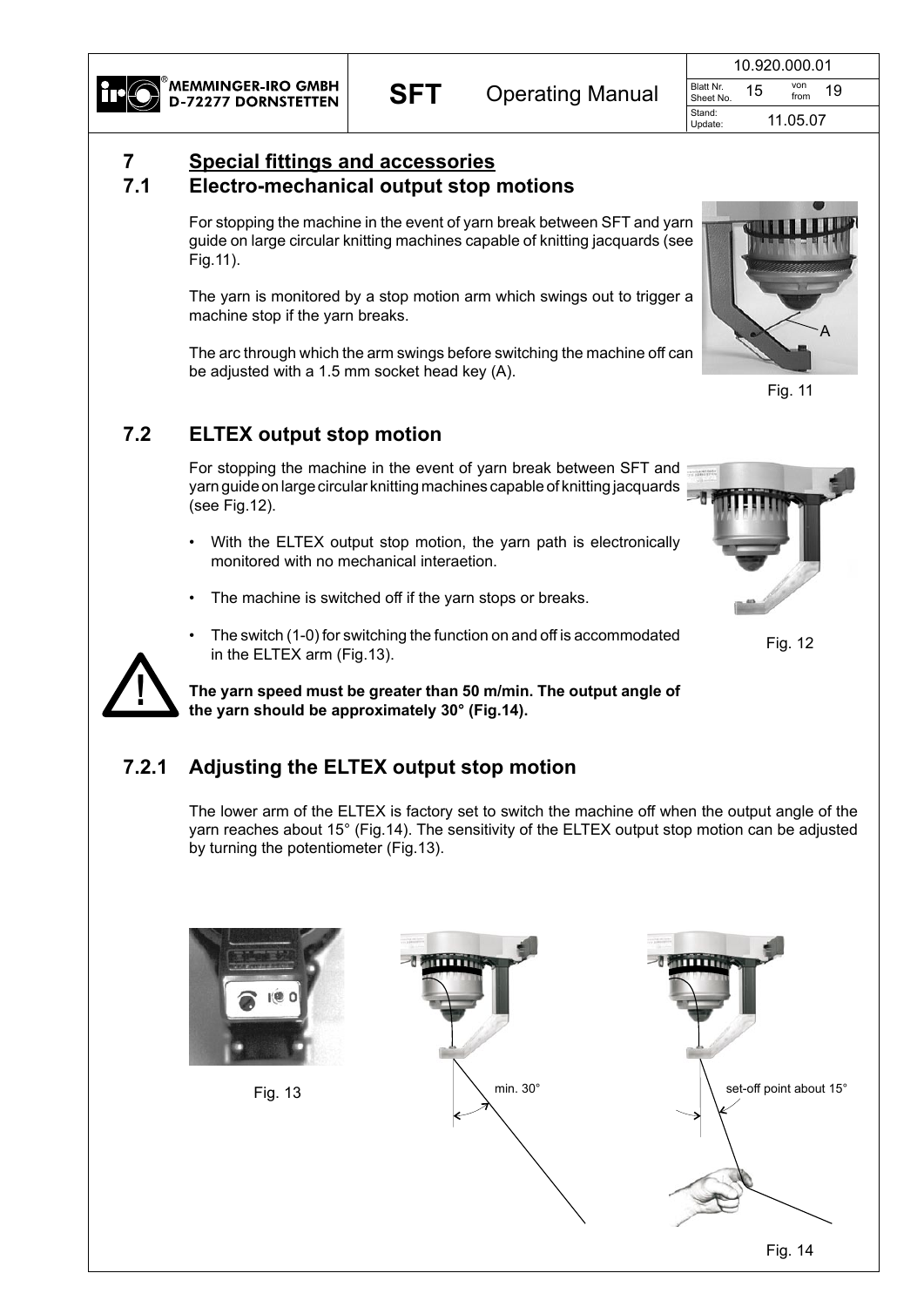# 7 Special fittings and accessories

## 7.1 Electro-mechanical output stop motions

For stopping the machine in the event of yarn break between SFT and yarn guide on large circular knitting machines capable of knitting jacquards (see Fig.11).

The yarn is monitored by a stop motion arm which swings out to trigger a machine stop if the yarn breaks.

The arc through which the arm swings before switching the machine off can be adjusted with a 1.5 mm socket head key (A).

Fig. 11

## 7.2 ELTEX output stop motion

For stopping the machine in the event of yarn break between SFT and yarn guide on large circular knitting machines capable of knitting jacquards (see Fig.12).

- With the ELTEX output stop motion, the yarn path is electronically monitored with no mechanical interaetion.
- The machine is switched off if the yarn stops or breaks.
- The switch (1-0) for switching the function on and off is accommodated in the ELTEX arm (Fig.13).

Fig. 12

**The yarn speed must be greater than 50 m/min. The output angle of the yarn should be approximately 30° (Fig.14).**

### 7.2.1 Adjusting the ELTEX output stop motion

The lower arm of the ELTEX is factory set to switch the machine off when the output angle of the yarn reaches about 15° (Fig.14). The sensitivity of the ELTEX output stop motion can be adjusted by turning the potentiometer (Fig.13).

Fig. 13

min. 30°

set-off point about 15°

Fig. 14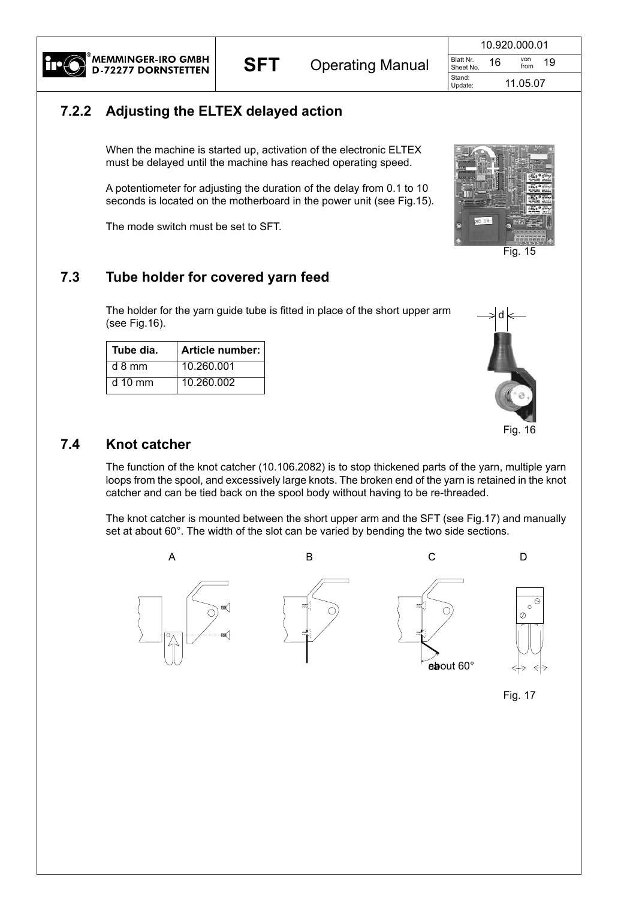## 7.2.2 Adjusting the ELTEX delayed action

When the machine is started up, activation of the electronic ELTEX must be delayed until the machine has reached operating speed.

A potentiometer for adjusting the duration of the delay from 0.1 to 10 seconds is located on the motherboard in the power unit (see Fig.15).

The mode switch must be set to SFT.

Fig. 15

## 7.3 Tube holder for covered yarn feed

The holder for the yarn guide tube is fitted in place of the short upper arm (see Fig.16).

| Tube dia. | Article number: |
|---|---|
| d 8 mm | 10.260.001 |
| d 10 mm | 10.260.002 |

Fig. 16

## 7.4 Knot catcher

The function of the knot catcher (10.106.2082) is to stop thickened parts of the yarn, multiple yarn loops from the spool, and excessively large knots. The broken end of the yarn is retained in the knot catcher and can be tied back on the spool body without having to be re-threaded.

The knot catcher is mounted between the short upper arm and the SFT (see Fig.17) and manually set at about 60°. The width of the slot can be varied by bending the two side sections.

A B C D

about 60°

Fig. 17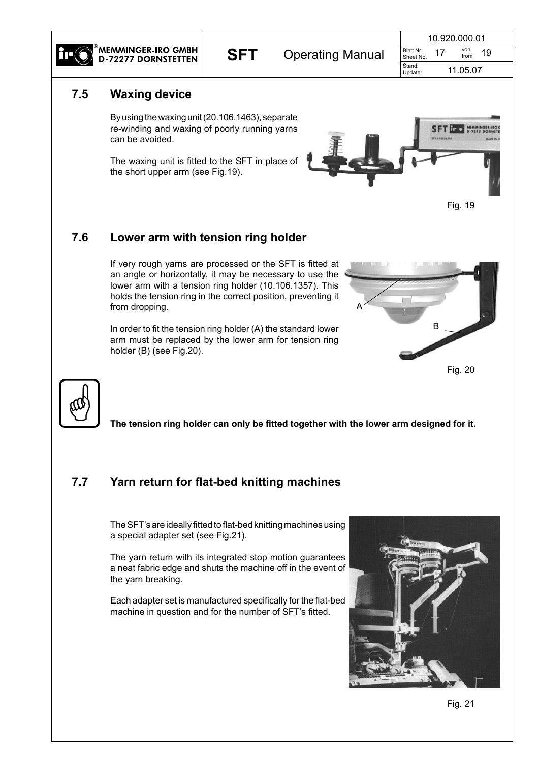## 7.5 Waxing device

By using the waxing unit (20.106.1463), separate re-winding and waxing of poorly running yarns can be avoided.

The waxing unit is fitted to the SFT in place of the short upper arm (see Fig.19).

Fig. 19

## 7.6 Lower arm with tension ring holder

If very rough yarns are processed or the SFT is fitted at an angle or horizontally, it may be necessary to use the lower arm with a tension ring holder (10.106.1357). This holds the tension ring in the correct position, preventing it from dropping.

In order to fit the tension ring holder (A) the standard lower arm must be replaced by the lower arm for tension ring holder (B) (see Fig.20).

Fig. 20

**The tension ring holder can only be fitted together with the lower arm designed for it.**

## 7.7 Yarn return for flat-bed knitting machines

The SFT's are ideally fitted to flat-bed knitting machines using a special adapter set (see Fig.21).

The yarn return with its integrated stop motion guarantees a neat fabric edge and shuts the machine off in the event of the yarn breaking.

Each adapter set is manufactured specifically for the flat-bed machine in question and for the number of SFT's fitted.

Fig. 21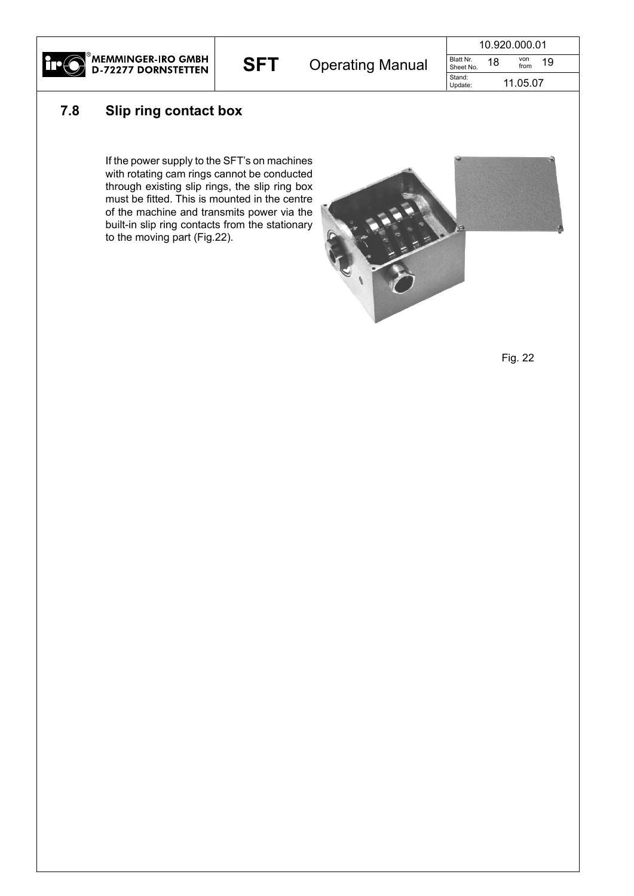## 7.8 Slip ring contact box

If the power supply to the SFT's on machines with rotating cam rings cannot be conducted through existing slip rings, the slip ring box must be fitted. This is mounted in the centre of the machine and transmits power via the built-in slip ring contacts from the stationary to the moving part (Fig.22).

Fig. 22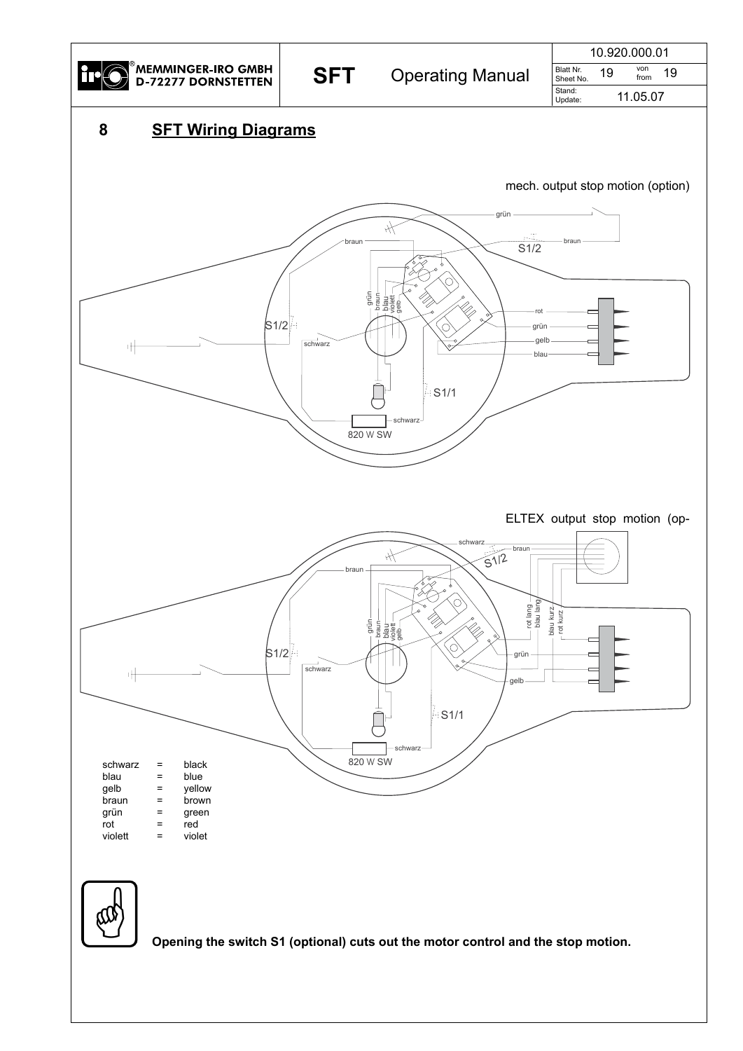# 8 SFT Wiring Diagrams

mech. output stop motion (option)

ELTEX output stop motion (op-

| | | |
|---|---|---|
| schwarz | = | black |
| blau | = | blue |
| gelb | = | yellow |
| braun | = | brown |
| grün | = | green |
| rot | = | red |
| violett | = | violet |

**Opening the switch S1 (optional) cuts out the motor control and the stop motion.**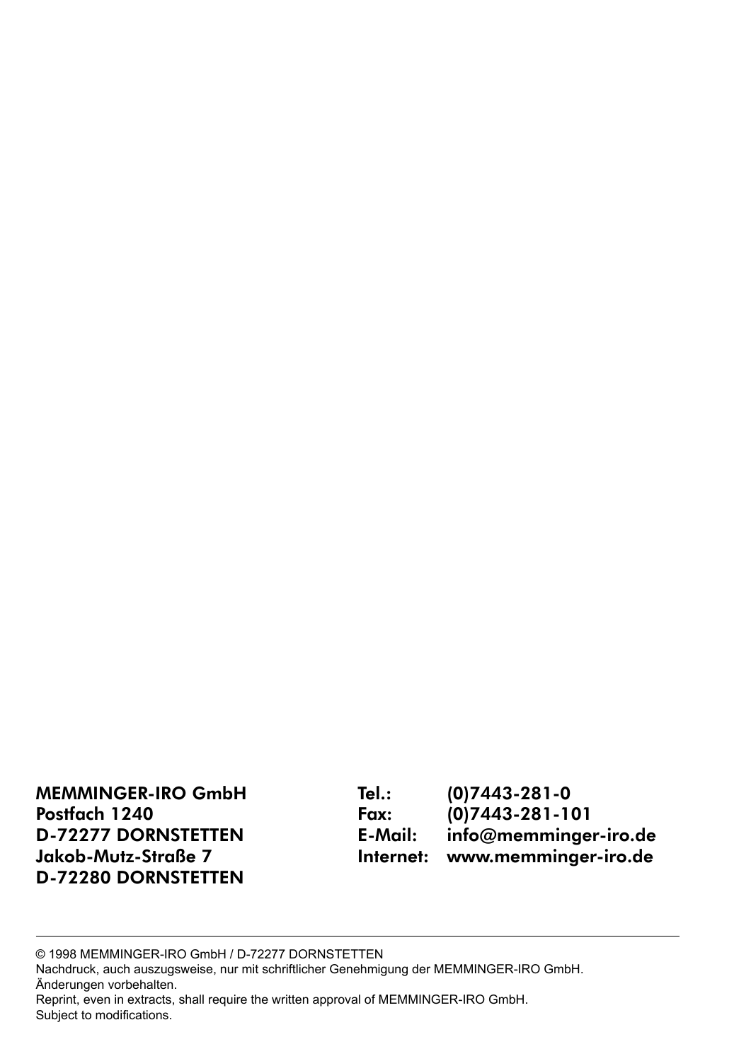**MEMMINGER-IRO GmbH**
**Postfach 1240**
**D-72277 DORNSTETTEN**
**Jakob-Mutz-Straße 7**
**D-72280 DORNSTETTEN**

| | |
|---|---|
| **Tel.:** | **(0)7443-281-0** |
| **Fax:** | **(0)7443-281-101** |
| **E-Mail:** | **info@memminger-iro.de** |
| **Internet:** | **www.memminger-iro.de** |

---

© 1998 MEMMINGER-IRO GmbH / D-72277 DORNSTETTEN
Nachdruck, auch auszugsweise, nur mit schriftlicher Genehmigung der MEMMINGER-IRO GmbH.
Änderungen vorbehalten.
Reprint, even in extracts, shall require the written approval of MEMMINGER-IRO GmbH.
Subject to modifications.